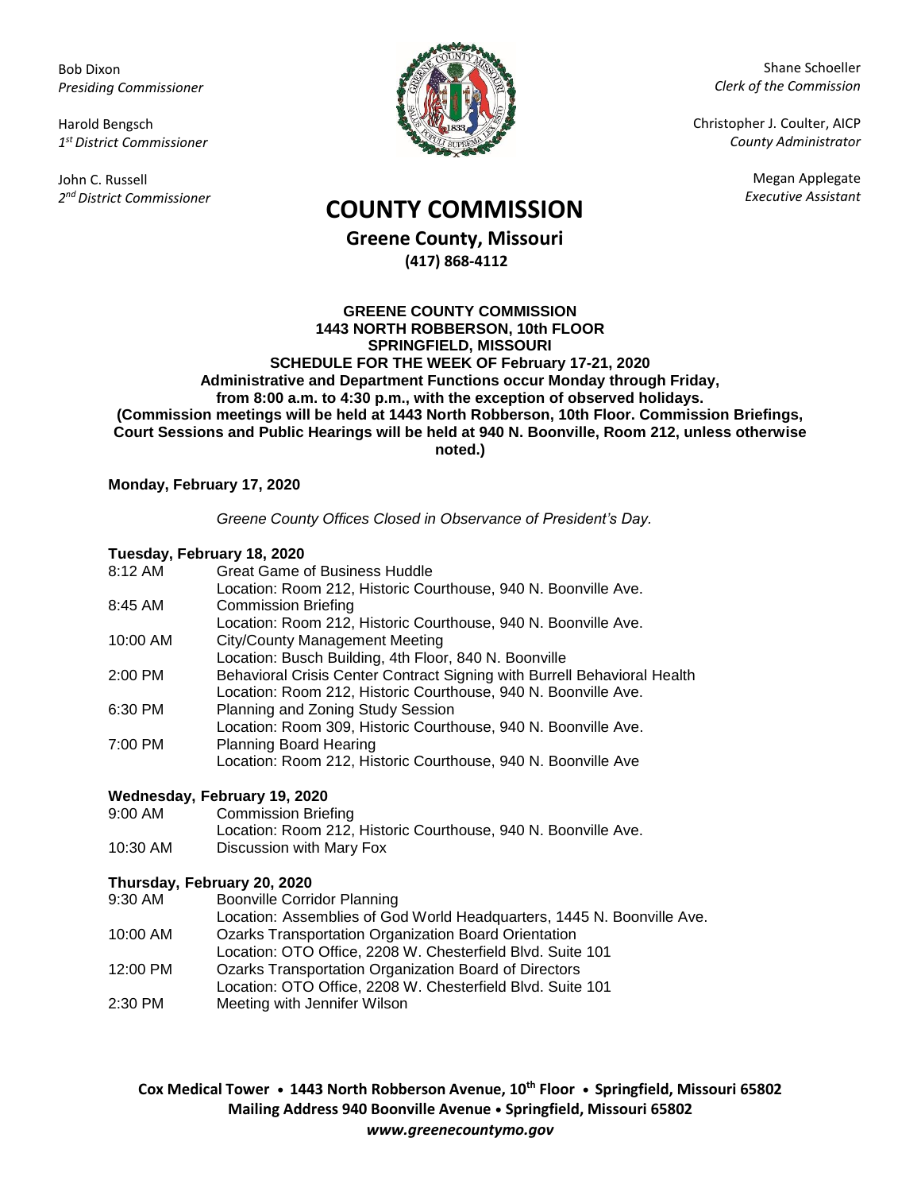Bob Dixon
*Presiding Commissioner*

Harold Bengsch
*1st District Commissioner*

John C. Russell
*2nd District Commissioner*

Shane Schoeller
*Clerk of the Commission*

Christopher J. Coulter, AICP
*County Administrator*

Megan Applegate
*Executive Assistant*

# COUNTY COMMISSION

## Greene County, Missouri

**(417) 868-4112**

**GREENE COUNTY COMMISSION**
**1443 NORTH ROBBERSON, 10th FLOOR**
**SPRINGFIELD, MISSOURI**
**SCHEDULE FOR THE WEEK OF February 17-21, 2020**
**Administrative and Department Functions occur Monday through Friday, from 8:00 a.m. to 4:30 p.m., with the exception of observed holidays.**
**(Commission meetings will be held at 1443 North Robberson, 10th Floor. Commission Briefings, Court Sessions and Public Hearings will be held at 940 N. Boonville, Room 212, unless otherwise noted.)**

**Monday, February 17, 2020**

*Greene County Offices Closed in Observance of President's Day.*

**Tuesday, February 18, 2020**

| | |
|---|---|
| 8:12 AM | Great Game of Business Huddle<br>Location: Room 212, Historic Courthouse, 940 N. Boonville Ave. |
| 8:45 AM | Commission Briefing<br>Location: Room 212, Historic Courthouse, 940 N. Boonville Ave. |
| 10:00 AM | City/County Management Meeting<br>Location: Busch Building, 4th Floor, 840 N. Boonville |
| 2:00 PM | Behavioral Crisis Center Contract Signing with Burrell Behavioral Health<br>Location: Room 212, Historic Courthouse, 940 N. Boonville Ave. |
| 6:30 PM | Planning and Zoning Study Session<br>Location: Room 309, Historic Courthouse, 940 N. Boonville Ave. |
| 7:00 PM | Planning Board Hearing<br>Location: Room 212, Historic Courthouse, 940 N. Boonville Ave |

**Wednesday, February 19, 2020**

| | |
|---|---|
| 9:00 AM | Commission Briefing<br>Location: Room 212, Historic Courthouse, 940 N. Boonville Ave. |
| 10:30 AM | Discussion with Mary Fox |

**Thursday, February 20, 2020**

| | |
|---|---|
| 9:30 AM | Boonville Corridor Planning<br>Location: Assemblies of God World Headquarters, 1445 N. Boonville Ave. |
| 10:00 AM | Ozarks Transportation Organization Board Orientation<br>Location: OTO Office, 2208 W. Chesterfield Blvd. Suite 101 |
| 12:00 PM | Ozarks Transportation Organization Board of Directors<br>Location: OTO Office, 2208 W. Chesterfield Blvd. Suite 101 |
| 2:30 PM | Meeting with Jennifer Wilson |

**Cox Medical Tower • 1443 North Robberson Avenue, 10th Floor • Springfield, Missouri 65802**
**Mailing Address 940 Boonville Avenue • Springfield, Missouri 65802**
***www.greenecountymo.gov***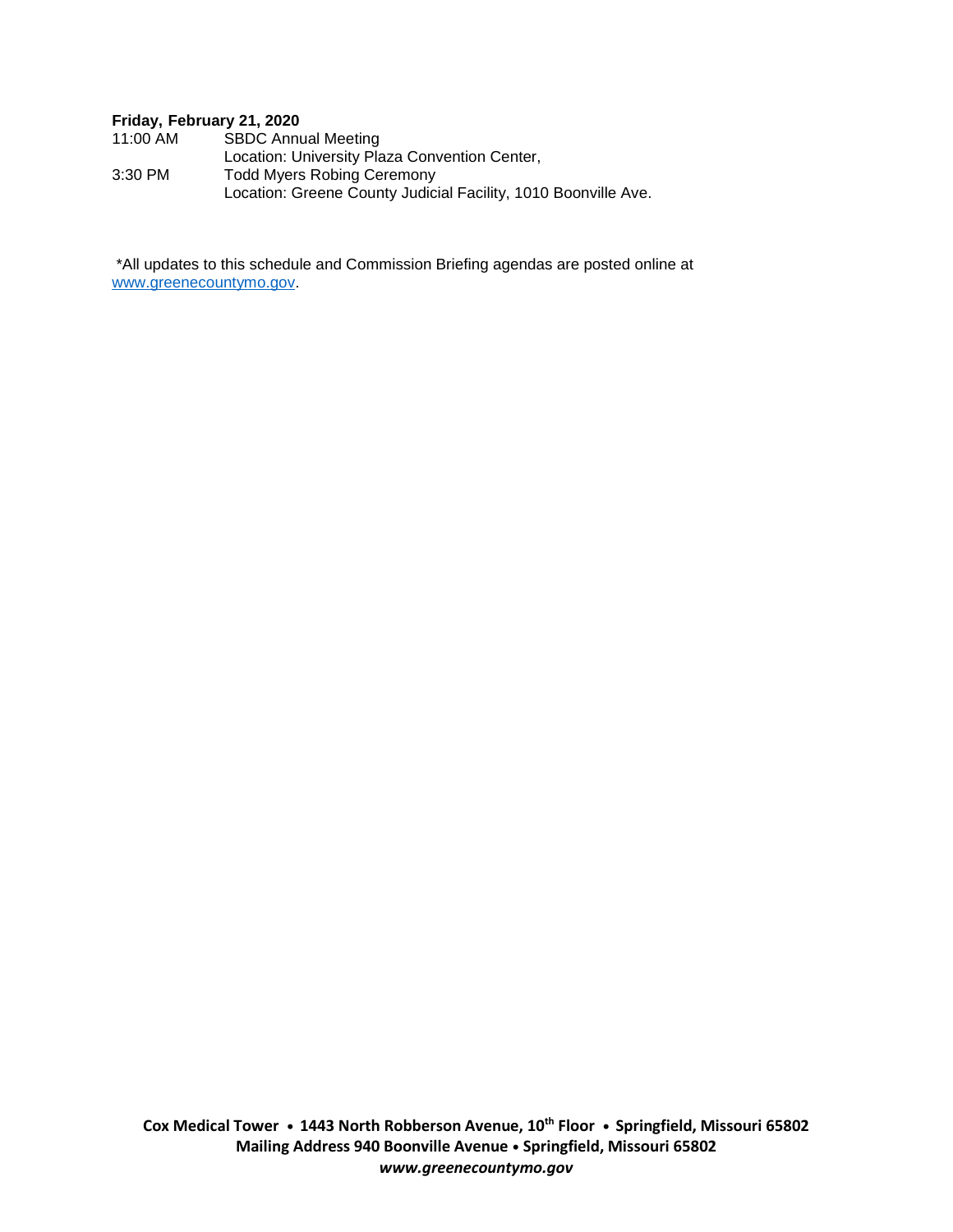**Friday, February 21, 2020**

| | |
|---|---|
| 11:00 AM | SBDC Annual Meeting<br>Location: University Plaza Convention Center, |
| 3:30 PM | Todd Myers Robing Ceremony<br>Location: Greene County Judicial Facility, 1010 Boonville Ave. |

*All updates to this schedule and Commission Briefing agendas are posted online at www.greenecountymo.gov.